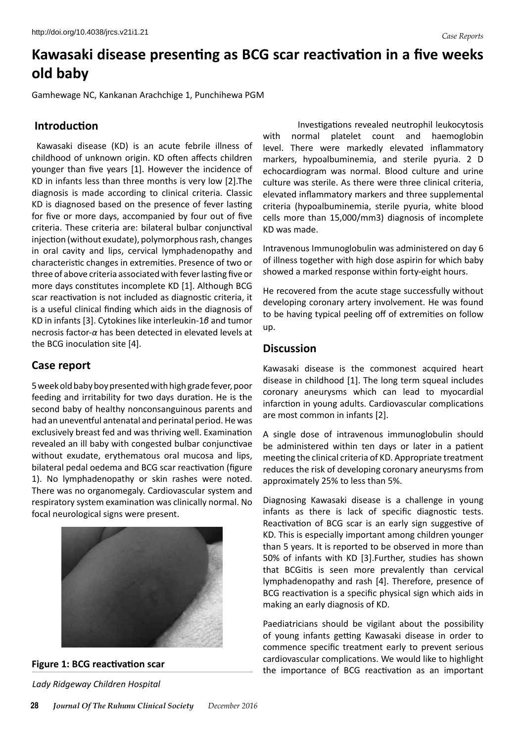http://doi.org/10.4038/jrcs.v21i1.21

*Case Reports*

# Kawasaki disease presenting as BCG scar reactivation in a five weeks old baby

Gamhewage NC, Kankanan Arachchige 1, Punchihewa PGM

## Introduction

Kawasaki disease (KD) is an acute febrile illness of childhood of unknown origin. KD often affects children younger than five years [1]. However the incidence of KD in infants less than three months is very low [2].The diagnosis is made according to clinical criteria. Classic KD is diagnosed based on the presence of fever lasting for five or more days, accompanied by four out of five criteria. These criteria are: bilateral bulbar conjunctival injection (without exudate), polymorphous rash, changes in oral cavity and lips, cervical lymphadenopathy and characteristic changes in extremities. Presence of two or three of above criteria associated with fever lasting five or more days constitutes incomplete KD [1]. Although BCG scar reactivation is not included as diagnostic criteria, it is a useful clinical finding which aids in the diagnosis of KD in infants [3]. Cytokines like interleukin-1*β* and tumor necrosis factor-*α* has been detected in elevated levels at the BCG inoculation site [4].

## Case report

5 week old baby boy presented with high grade fever, poor feeding and irritability for two days duration. He is the second baby of healthy nonconsanguinous parents and had an uneventful antenatal and perinatal period. He was exclusively breast fed and was thriving well. Examination revealed an ill baby with congested bulbar conjunctivae without exudate, erythematous oral mucosa and lips, bilateral pedal oedema and BCG scar reactivation (figure 1). No lymphadenopathy or skin rashes were noted. There was no organomegaly. Cardiovascular system and respiratory system examination was clinically normal. No focal neurological signs were present.

**Figure 1: BCG reactivation scar**

*Lady Ridgeway Children Hospital*

Investigations revealed neutrophil leukocytosis with normal platelet count and haemoglobin level. There were markedly elevated inflammatory markers, hypoalbuminemia, and sterile pyuria. 2 D echocardiogram was normal. Blood culture and urine culture was sterile. As there were three clinical criteria, elevated inflammatory markers and three supplemental criteria (hypoalbuminemia, sterile pyuria, white blood cells more than 15,000/mm3) diagnosis of incomplete KD was made.

Intravenous Immunoglobulin was administered on day 6 of illness together with high dose aspirin for which baby showed a marked response within forty-eight hours.

He recovered from the acute stage successfully without developing coronary artery involvement. He was found to be having typical peeling off of extremities on follow up.

## Discussion

Kawasaki disease is the commonest acquired heart disease in childhood [1]. The long term squeal includes coronary aneurysms which can lead to myocardial infarction in young adults. Cardiovascular complications are most common in infants [2].

A single dose of intravenous immunoglobulin should be administered within ten days or later in a patient meeting the clinical criteria of KD. Appropriate treatment reduces the risk of developing coronary aneurysms from approximately 25% to less than 5%.

Diagnosing Kawasaki disease is a challenge in young infants as there is lack of specific diagnostic tests. Reactivation of BCG scar is an early sign suggestive of KD. This is especially important among children younger than 5 years. It is reported to be observed in more than 50% of infants with KD [3].Further, studies has shown that BCGitis is seen more prevalently than cervical lymphadenopathy and rash [4]. Therefore, presence of BCG reactivation is a specific physical sign which aids in making an early diagnosis of KD.

Paediatricians should be vigilant about the possibility of young infants getting Kawasaki disease in order to commence specific treatment early to prevent serious cardiovascular complications. We would like to highlight the importance of BCG reactivation as an important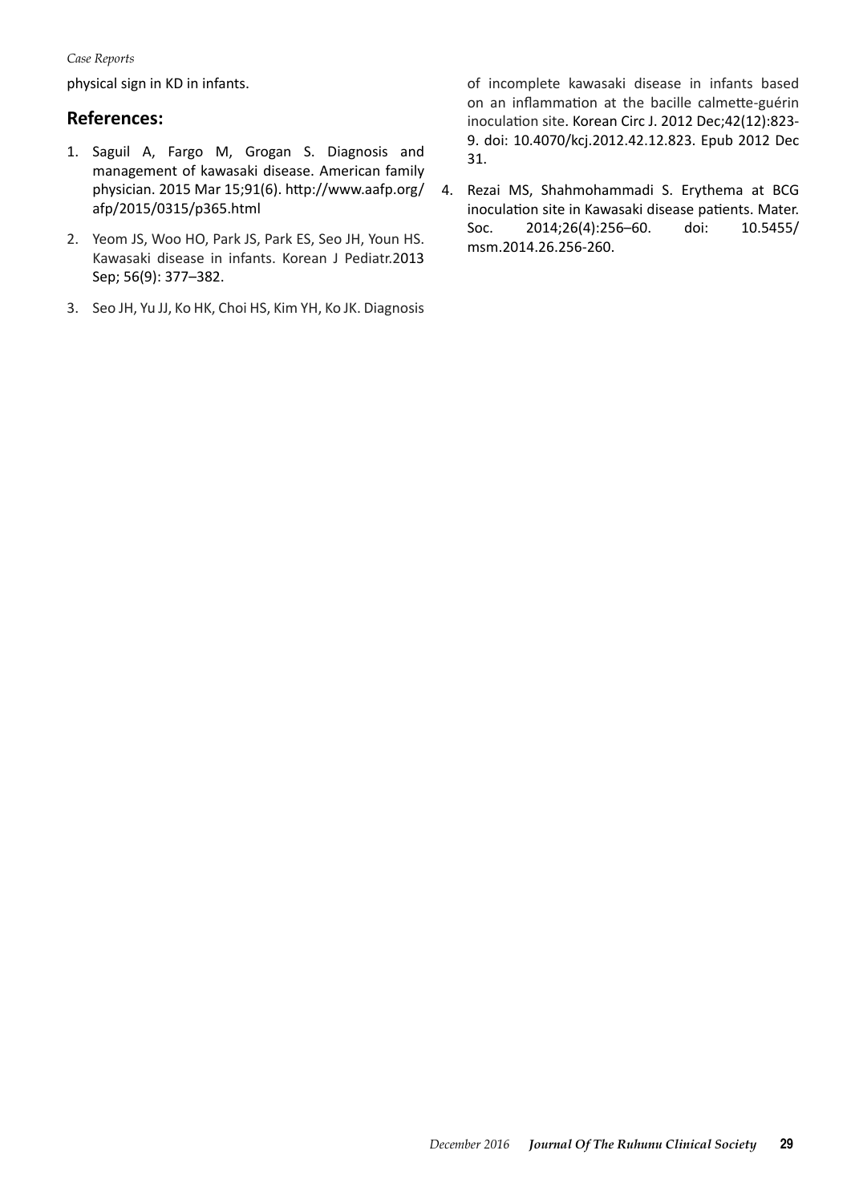physical sign in KD in infants.

## References:

1. Saguil A, Fargo M, Grogan S. Diagnosis and management of kawasaki disease. American family physician. 2015 Mar 15;91(6). http://www.aafp.org/afp/2015/0315/p365.html

2. Yeom JS, Woo HO, Park JS, Park ES, Seo JH, Youn HS. Kawasaki disease in infants. Korean J Pediatr.2013 Sep; 56(9): 377–382.

3. Seo JH, Yu JJ, Ko HK, Choi HS, Kim YH, Ko JK. Diagnosis of incomplete kawasaki disease in infants based on an inflammation at the bacille calmette-guérin inoculation site. Korean Circ J. 2012 Dec;42(12):823-9. doi: 10.4070/kcj.2012.42.12.823. Epub 2012 Dec 31.

4. Rezai MS, Shahmohammadi S. Erythema at BCG inoculation site in Kawasaki disease patients. Mater. Soc. 2014;26(4):256–60. doi: 10.5455/msm.2014.26.256-260.